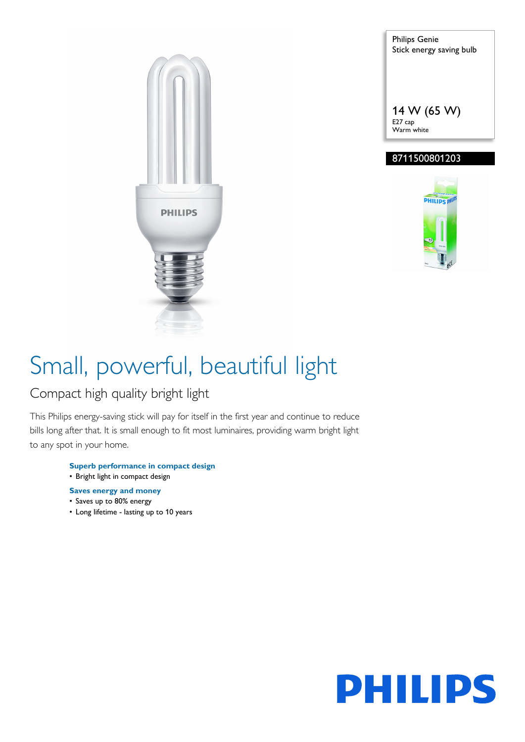Philips Genie
Stick energy saving bulb

14 W (65 W)
E27 cap
Warm white

8711500801203

# Small, powerful, beautiful light

## Compact high quality bright light

This Philips energy-saving stick will pay for itself in the first year and continue to reduce bills long after that. It is small enough to fit most luminaires, providing warm bright light to any spot in your home.

**Superb performance in compact design**
- Bright light in compact design

**Saves energy and money**
- Saves up to 80% energy
- Long lifetime - lasting up to 10 years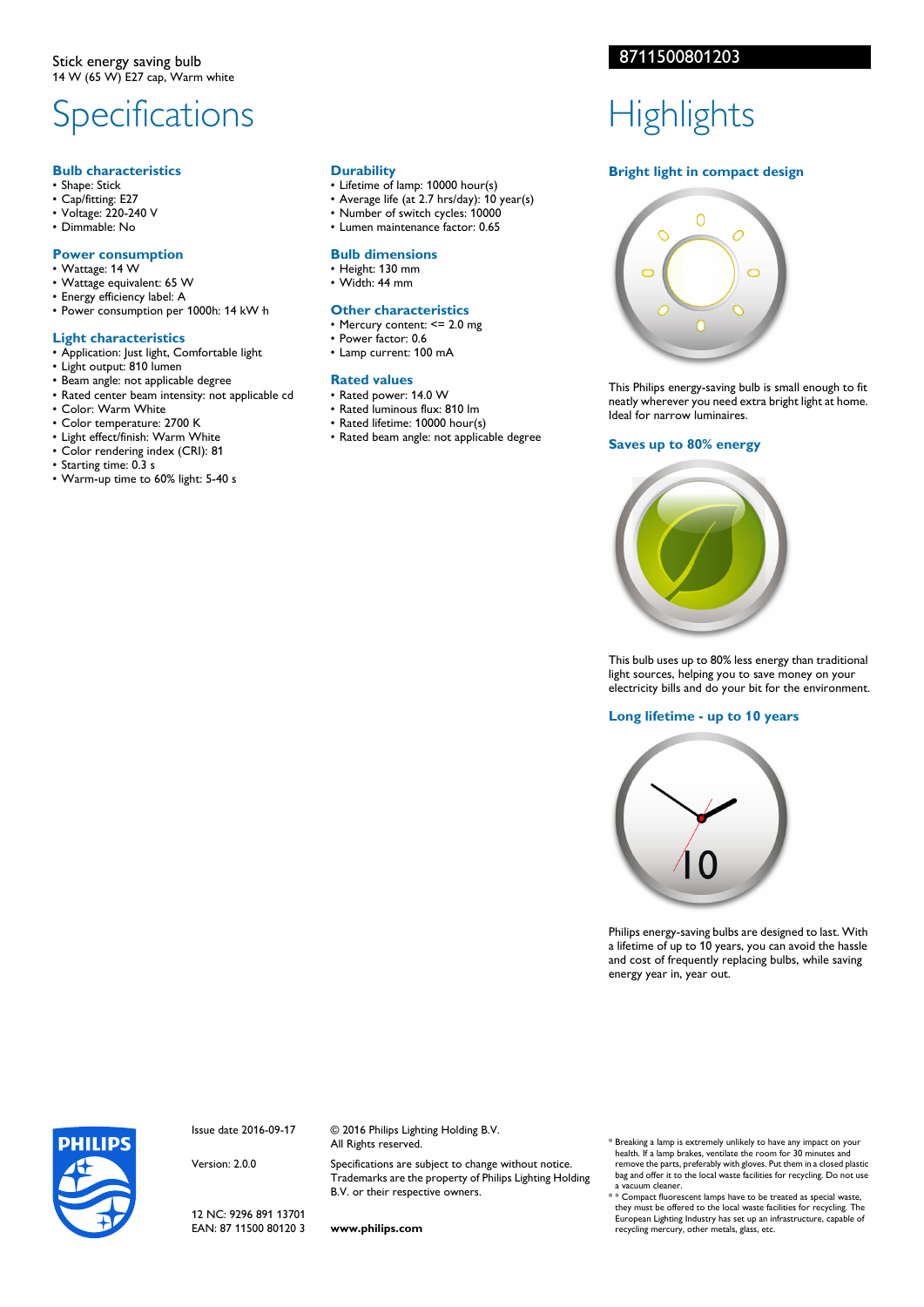Stick energy saving bulb
14 W (65 W) E27 cap, Warm white

8711500801203

# Specifications

### Bulb characteristics
- Shape: Stick
- Cap/fitting: E27
- Voltage: 220-240 V
- Dimmable: No

### Power consumption
- Wattage: 14 W
- Wattage equivalent: 65 W
- Energy efficiency label: A
- Power consumption per 1000h: 14 kW h

### Light characteristics
- Application: Just light, Comfortable light
- Light output: 810 lumen
- Beam angle: not applicable degree
- Rated center beam intensity: not applicable cd
- Color: Warm White
- Color temperature: 2700 K
- Light effect/finish: Warm White
- Color rendering index (CRI): 81
- Starting time: 0.3 s
- Warm-up time to 60% light: 5-40 s

### Durability
- Lifetime of lamp: 10000 hour(s)
- Average life (at 2.7 hrs/day): 10 year(s)
- Number of switch cycles: 10000
- Lumen maintenance factor: 0.65

### Bulb dimensions
- Height: 130 mm
- Width: 44 mm

### Other characteristics
- Mercury content: <= 2.0 mg
- Power factor: 0.6
- Lamp current: 100 mA

### Rated values
- Rated power: 14.0 W
- Rated luminous flux: 810 lm
- Rated lifetime: 10000 hour(s)
- Rated beam angle: not applicable degree

# Highlights

### Bright light in compact design

This Philips energy-saving bulb is small enough to fit neatly wherever you need extra bright light at home. Ideal for narrow luminaires.

### Saves up to 80% energy

This bulb uses up to 80% less energy than traditional light sources, helping you to save money on your electricity bills and do your bit for the environment.

### Long lifetime - up to 10 years

Philips energy-saving bulbs are designed to last. With a lifetime of up to 10 years, you can avoid the hassle and cost of frequently replacing bulbs, while saving energy year in, year out.

Issue date 2016-09-17

Version: 2.0.0

12 NC: 9296 891 13701
EAN: 87 11500 80120 3

© 2016 Philips Lighting Holding B.V.
All Rights reserved.

Specifications are subject to change without notice. Trademarks are the property of Philips Lighting Holding B.V. or their respective owners.

**www.philips.com**

* Breaking a lamp is extremely unlikely to have any impact on your health. If a lamp brakes, ventilate the room for 30 minutes and remove the parts, preferably with gloves. Put them in a closed plastic bag and offer it to the local waste facilities for recycling. Do not use a vacuum cleaner.

* * Compact fluorescent lamps have to be treated as special waste, they must be offered to the local waste facilities for recycling. The European Lighting Industry has set up an infrastructure, capable of recycling mercury, other metals, glass, etc.